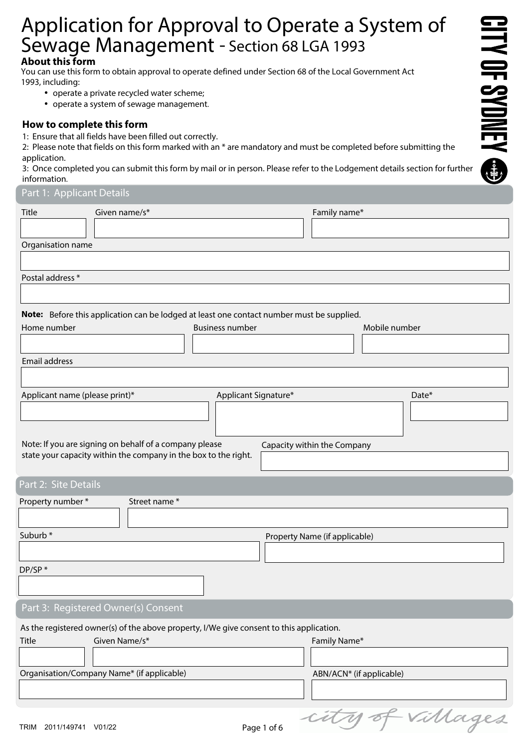# Application for Approval to Operate a System of Sewage Management - Section 68 LGA 1993

CITY OF SYDNEY

### About this form

You can use this form to obtain approval to operate defined under Section 68 of the Local Government Act 1993, including:

- operate a private recycled water scheme;
- operate a system of sewage management.

### How to complete this form

1: Ensure that all fields have been filled out correctly.
2: Please note that fields on this form marked with an * are mandatory and must be completed before submitting the application.
3: Once completed you can submit this form by mail or in person. Please refer to the Lodgement details section for further information.

## Part 1: Applicant Details

| Title | Given name/s* | Family name* |
|---|---|---|
| | | |

Organisation name

Postal address *

**Note:** Before this application can be lodged at least one contact number must be supplied.

| Home number | Business number | Mobile number |
|---|---|---|
| | | |

Email address

| Applicant name (please print)* | Applicant Signature* | Date* |
|---|---|---|
| | | |

Note: If you are signing on behalf of a company please state your capacity within the company in the box to the right.

Capacity within the Company

## Part 2: Site Details

| Property number * | Street name * |
|---|---|
| | |

| Suburb * | Property Name (if applicable) |
|---|---|
| | |

DP/SP *

## Part 3: Registered Owner(s) Consent

As the registered owner(s) of the above property, I/We give consent to this application.

| Title | Given Name/s* | Family Name* |
|---|---|---|
| | | |

| Organisation/Company Name* (if applicable) | ABN/ACN* (if applicable) |
|---|---|
| | |

TRIM 2011/149741 V01/22

city of villages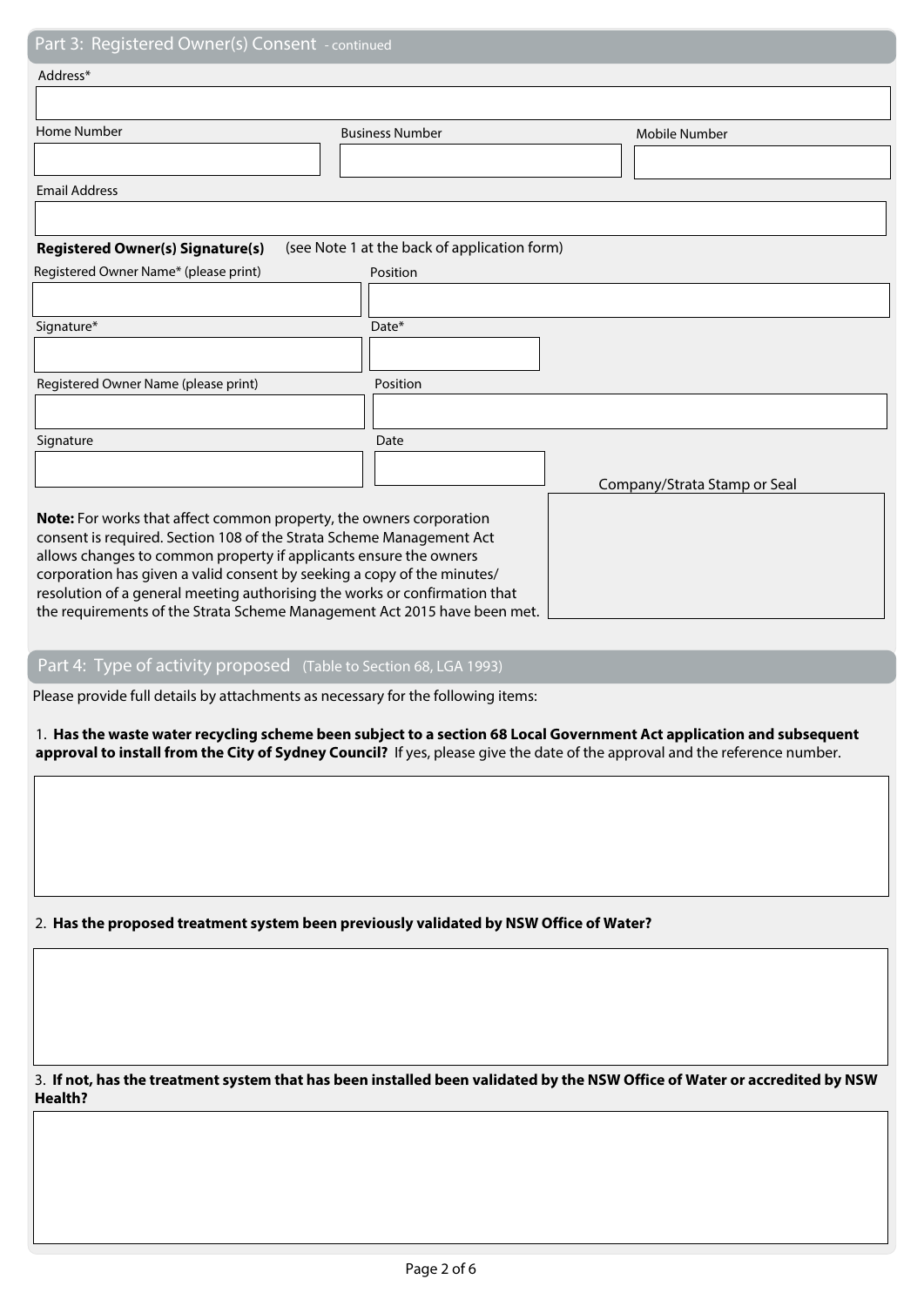## Part 3: Registered Owner(s) Consent - continued

Address*

Home Number

Business Number

Mobile Number

Email Address

**Registered Owner(s) Signature(s)** (see Note 1 at the back of application form)

Registered Owner Name* (please print)

Position

Signature*

Date*

Registered Owner Name (please print)

Position

Signature

Date

Company/Strata Stamp or Seal

**Note:** For works that affect common property, the owners corporation consent is required. Section 108 of the Strata Scheme Management Act allows changes to common property if applicants ensure the owners corporation has given a valid consent by seeking a copy of the minutes/ resolution of a general meeting authorising the works or confirmation that the requirements of the Strata Scheme Management Act 2015 have been met.

## Part 4: Type of activity proposed (Table to Section 68, LGA 1993)

Please provide full details by attachments as necessary for the following items:

1. **Has the waste water recycling scheme been subject to a section 68 Local Government Act application and subsequent approval to install from the City of Sydney Council?** If yes, please give the date of the approval and the reference number.

2. **Has the proposed treatment system been previously validated by NSW Office of Water?**

3. **If not, has the treatment system that has been installed been validated by the NSW Office of Water or accredited by NSW Health?**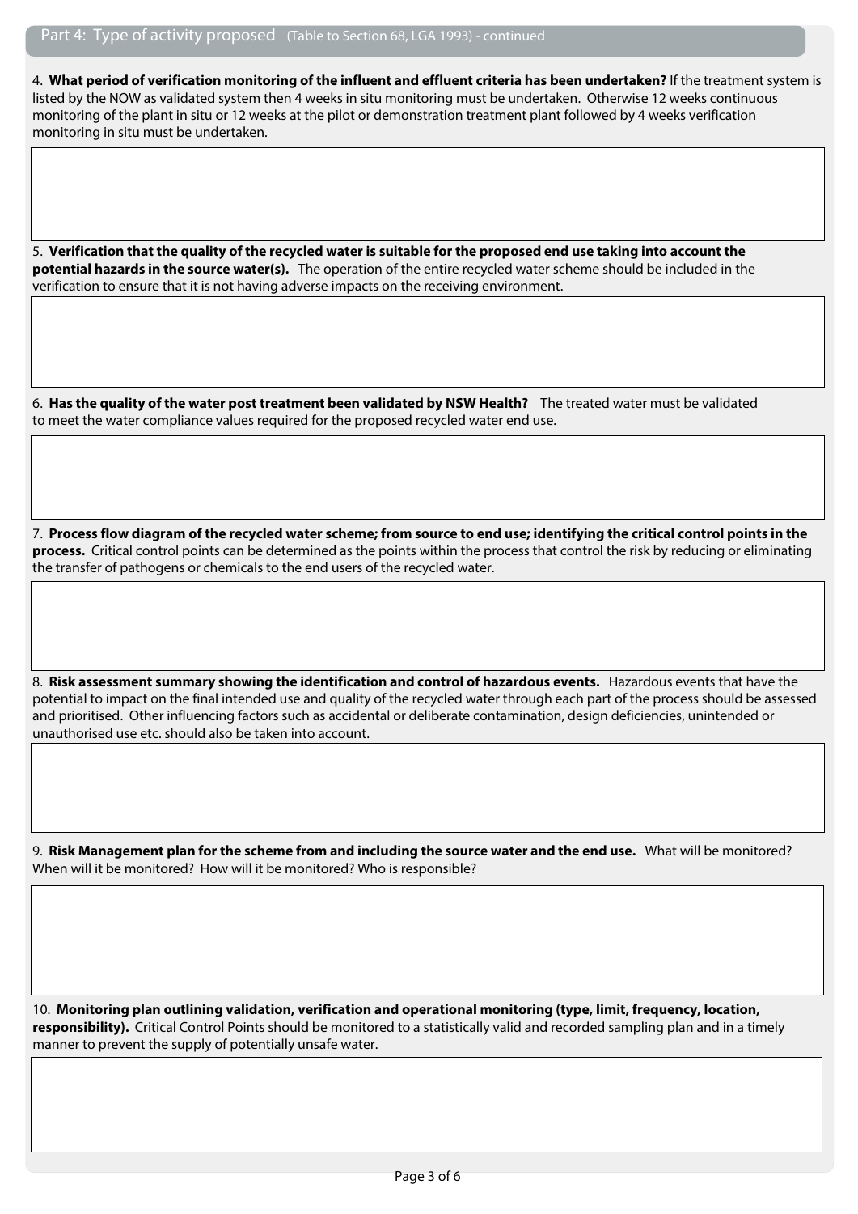## Part 4: Type of activity proposed (Table to Section 68, LGA 1993) - continued

4. **What period of verification monitoring of the influent and effluent criteria has been undertaken?** If the treatment system is listed by the NOW as validated system then 4 weeks in situ monitoring must be undertaken. Otherwise 12 weeks continuous monitoring of the plant in situ or 12 weeks at the pilot or demonstration treatment plant followed by 4 weeks verification monitoring in situ must be undertaken.

5. **Verification that the quality of the recycled water is suitable for the proposed end use taking into account the potential hazards in the source water(s).** The operation of the entire recycled water scheme should be included in the verification to ensure that it is not having adverse impacts on the receiving environment.

6. **Has the quality of the water post treatment been validated by NSW Health?** The treated water must be validated to meet the water compliance values required for the proposed recycled water end use.

7. **Process flow diagram of the recycled water scheme; from source to end use; identifying the critical control points in the process.** Critical control points can be determined as the points within the process that control the risk by reducing or eliminating the transfer of pathogens or chemicals to the end users of the recycled water.

8. **Risk assessment summary showing the identification and control of hazardous events.** Hazardous events that have the potential to impact on the final intended use and quality of the recycled water through each part of the process should be assessed and prioritised. Other influencing factors such as accidental or deliberate contamination, design deficiencies, unintended or unauthorised use etc. should also be taken into account.

9. **Risk Management plan for the scheme from and including the source water and the end use.** What will be monitored? When will it be monitored? How will it be monitored? Who is responsible?

10. **Monitoring plan outlining validation, verification and operational monitoring (type, limit, frequency, location, responsibility).** Critical Control Points should be monitored to a statistically valid and recorded sampling plan and in a timely manner to prevent the supply of potentially unsafe water.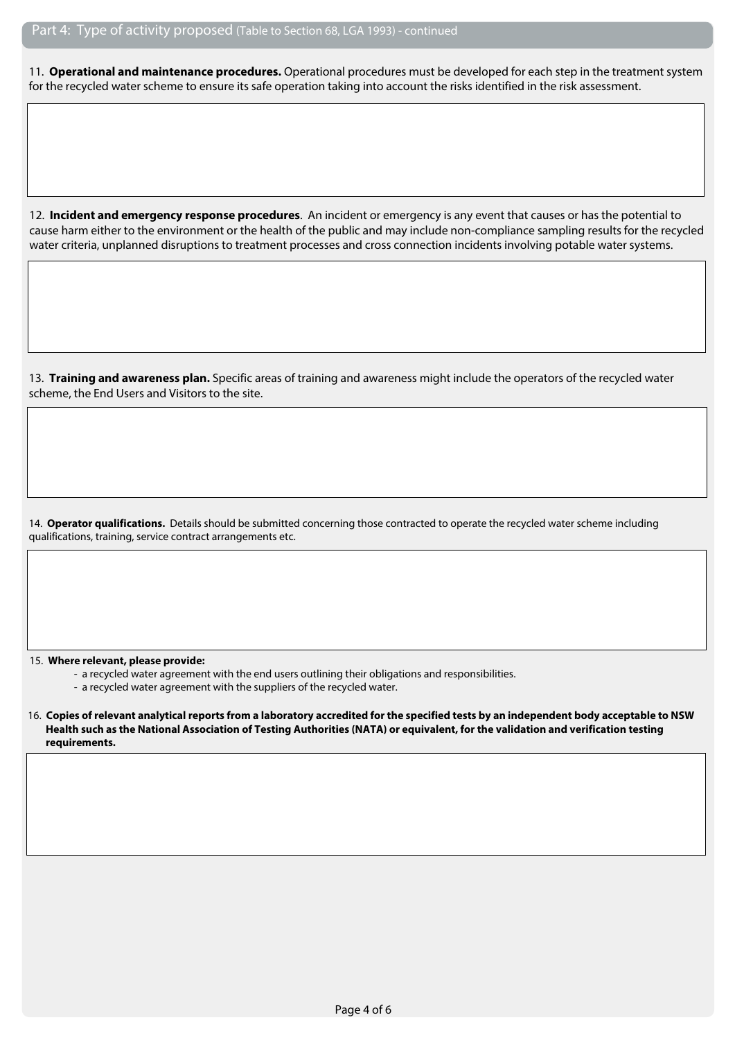## Part 4: Type of activity proposed (Table to Section 68, LGA 1993) - continued

11. **Operational and maintenance procedures.** Operational procedures must be developed for each step in the treatment system for the recycled water scheme to ensure its safe operation taking into account the risks identified in the risk assessment.

12. **Incident and emergency response procedures**. An incident or emergency is any event that causes or has the potential to cause harm either to the environment or the health of the public and may include non-compliance sampling results for the recycled water criteria, unplanned disruptions to treatment processes and cross connection incidents involving potable water systems.

13. **Training and awareness plan.** Specific areas of training and awareness might include the operators of the recycled water scheme, the End Users and Visitors to the site.

14. **Operator qualifications.** Details should be submitted concerning those contracted to operate the recycled water scheme including qualifications, training, service contract arrangements etc.

15. **Where relevant, please provide:**
   - a recycled water agreement with the end users outlining their obligations and responsibilities.
   - a recycled water agreement with the suppliers of the recycled water.

16. **Copies of relevant analytical reports from a laboratory accredited for the specified tests by an independent body acceptable to NSW Health such as the National Association of Testing Authorities (NATA) or equivalent, for the validation and verification testing requirements.**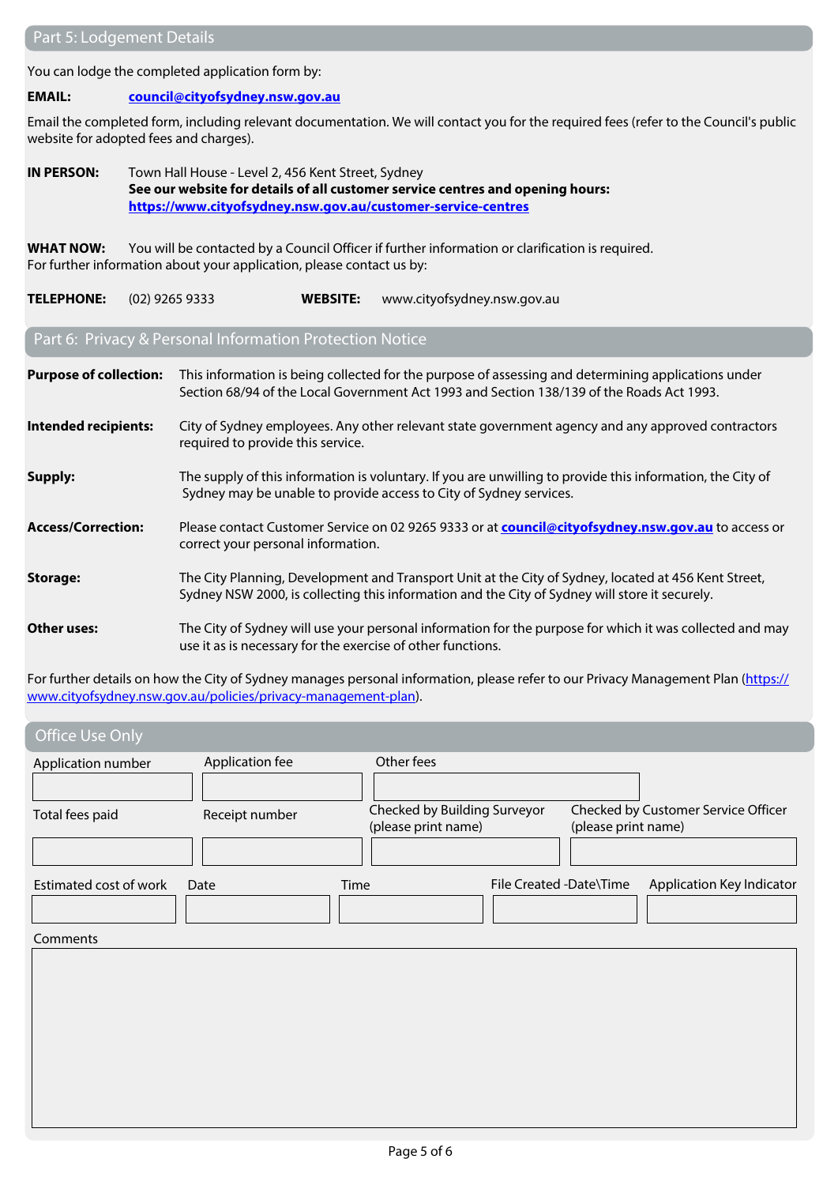## Part 5: Lodgement Details

You can lodge the completed application form by:

**EMAIL:** **council@cityofsydney.nsw.gov.au**

Email the completed form, including relevant documentation. We will contact you for the required fees (refer to the Council's public website for adopted fees and charges).

**IN PERSON:** Town Hall House - Level 2, 456 Kent Street, Sydney
**See our website for details of all customer service centres and opening hours:**
**https://www.cityofsydney.nsw.gov.au/customer-service-centres**

**WHAT NOW:** You will be contacted by a Council Officer if further information or clarification is required.
For further information about your application, please contact us by:

**TELEPHONE:** (02) 9265 9333 **WEBSITE:** www.cityofsydney.nsw.gov.au

## Part 6: Privacy & Personal Information Protection Notice

**Purpose of collection:** This information is being collected for the purpose of assessing and determining applications under Section 68/94 of the Local Government Act 1993 and Section 138/139 of the Roads Act 1993.

**Intended recipients:** City of Sydney employees. Any other relevant state government agency and any approved contractors required to provide this service.

**Supply:** The supply of this information is voluntary. If you are unwilling to provide this information, the City of Sydney may be unable to provide access to City of Sydney services.

**Access/Correction:** Please contact Customer Service on 02 9265 9333 or at **council@cityofsydney.nsw.gov.au** to access or correct your personal information.

**Storage:** The City Planning, Development and Transport Unit at the City of Sydney, located at 456 Kent Street, Sydney NSW 2000, is collecting this information and the City of Sydney will store it securely.

**Other uses:** The City of Sydney will use your personal information for the purpose for which it was collected and may use it as is necessary for the exercise of other functions.

For further details on how the City of Sydney manages personal information, please refer to our Privacy Management Plan (https://www.cityofsydney.nsw.gov.au/policies/privacy-management-plan).

## Office Use Only

| Application number | Application fee | Other fees | |
|---|---|---|---|
| | | | |

| Total fees paid | Receipt number | Checked by Building Surveyor (please print name) | Checked by Customer Service Officer (please print name) |
|---|---|---|---|
| | | | |

| Estimated cost of work | Date | Time | File Created -Date\Time | Application Key Indicator |
|---|---|---|---|---|
| | | | | |

Comments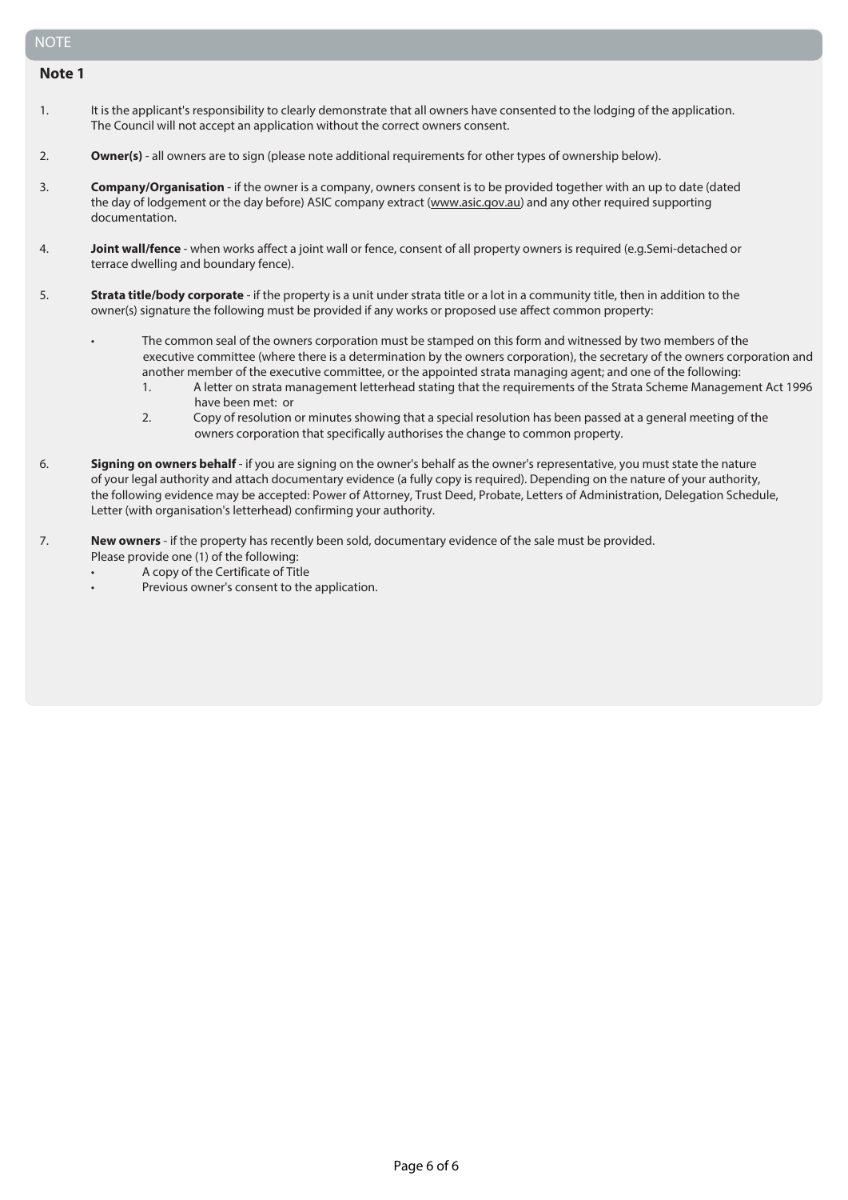## NOTE

### Note 1

1. It is the applicant's responsibility to clearly demonstrate that all owners have consented to the lodging of the application. The Council will not accept an application without the correct owners consent.

2. **Owner(s)** - all owners are to sign (please note additional requirements for other types of ownership below).

3. **Company/Organisation** - if the owner is a company, owners consent is to be provided together with an up to date (dated the day of lodgement or the day before) ASIC company extract (www.asic.gov.au) and any other required supporting documentation.

4. **Joint wall/fence** - when works affect a joint wall or fence, consent of all property owners is required (e.g.Semi-detached or terrace dwelling and boundary fence).

5. **Strata title/body corporate** - if the property is a unit under strata title or a lot in a community title, then in addition to the owner(s) signature the following must be provided if any works or proposed use affect common property:

   - The common seal of the owners corporation must be stamped on this form and witnessed by two members of the executive committee (where there is a determination by the owners corporation), the secretary of the owners corporation and another member of the executive committee, or the appointed strata managing agent; and one of the following:
     1. A letter on strata management letterhead stating that the requirements of the Strata Scheme Management Act 1996 have been met: or
     2. Copy of resolution or minutes showing that a special resolution has been passed at a general meeting of the owners corporation that specifically authorises the change to common property.

6. **Signing on owners behalf** - if you are signing on the owner's behalf as the owner's representative, you must state the nature of your legal authority and attach documentary evidence (a fully copy is required). Depending on the nature of your authority, the following evidence may be accepted: Power of Attorney, Trust Deed, Probate, Letters of Administration, Delegation Schedule, Letter (with organisation's letterhead) confirming your authority.

7. **New owners** - if the property has recently been sold, documentary evidence of the sale must be provided. Please provide one (1) of the following:
   - A copy of the Certificate of Title
   - Previous owner's consent to the application.